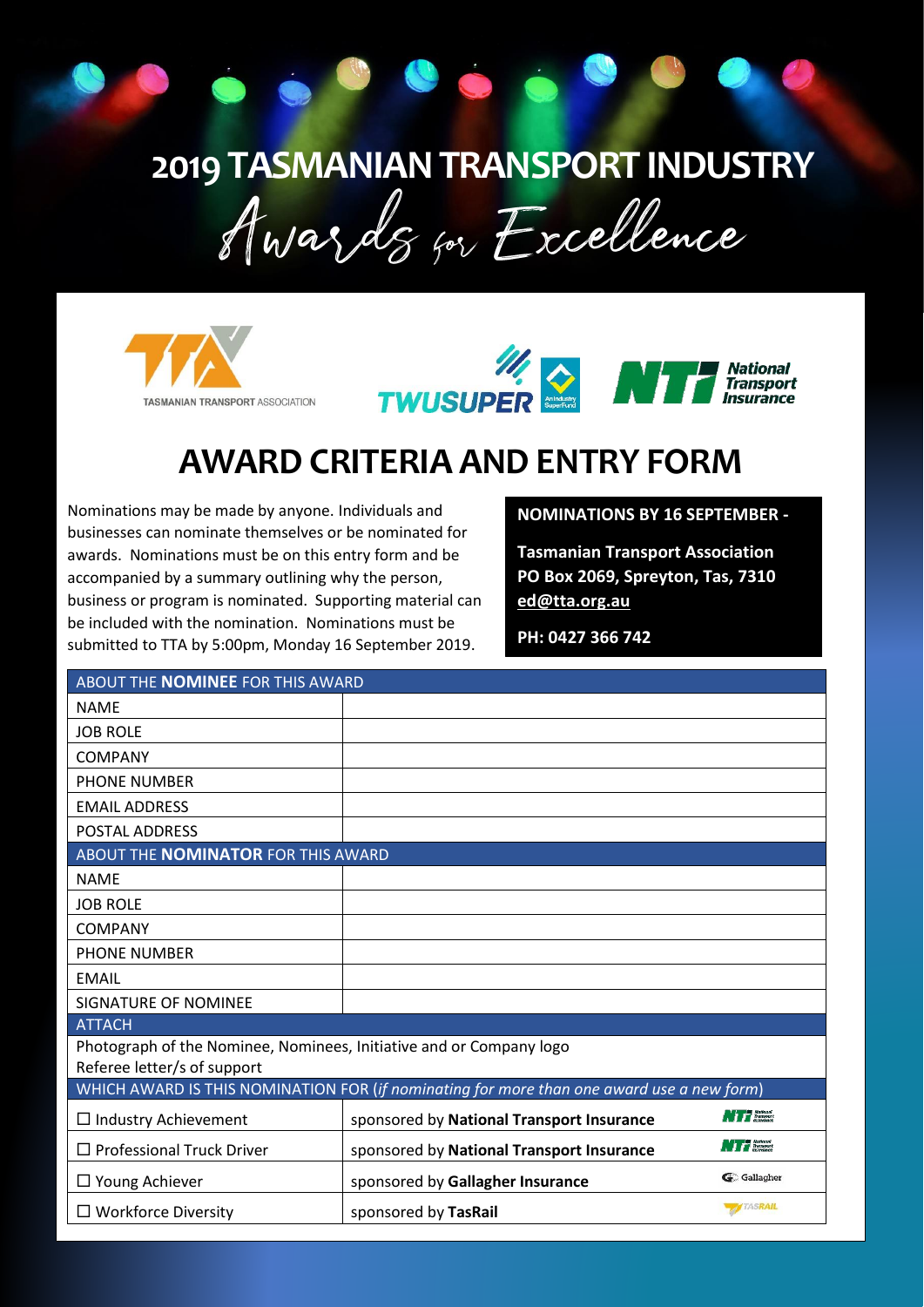# 2019 TASMANIAN TRANSPORT INDUSTRY

## Awards for Excellence

TASMANIAN TRANSPORT ASSOCIATION

TWUSUPER

National Transport Insurance

# AWARD CRITERIA AND ENTRY FORM

Nominations may be made by anyone. Individuals and businesses can nominate themselves or be nominated for awards. Nominations must be on this entry form and be accompanied by a summary outlining why the person, business or program is nominated. Supporting material can be included with the nomination. Nominations must be submitted to TTA by 5:00pm, Monday 16 September 2019.

**NOMINATIONS BY 16 SEPTEMBER -**

**Tasmanian Transport Association**
**PO Box 2069, Spreyton, Tas, 7310**
**ed@tta.org.au**

**PH: 0427 366 742**

| ABOUT THE **NOMINEE** FOR THIS AWARD | |
|---|---|
| NAME | |
| JOB ROLE | |
| COMPANY | |
| PHONE NUMBER | |
| EMAIL ADDRESS | |
| POSTAL ADDRESS | |
| ABOUT THE **NOMINATOR** FOR THIS AWARD | |
| NAME | |
| JOB ROLE | |
| COMPANY | |
| PHONE NUMBER | |
| EMAIL | |
| SIGNATURE OF NOMINEE | |
| ATTACH | |
| Photograph of the Nominee, Nominees, Initiative and or Company logo<br>Referee letter/s of support | |

| WHICH AWARD IS THIS NOMINATION FOR (*if nominating for more than one award use a new form*) | | |
|---|---|---|
| ☐ Industry Achievement | sponsored by **National Transport Insurance** | NTI |
| ☐ Professional Truck Driver | sponsored by **National Transport Insurance** | NTI |
| ☐ Young Achiever | sponsored by **Gallagher Insurance** | Gallagher |
| ☐ Workforce Diversity | sponsored by **TasRail** | TASRAIL |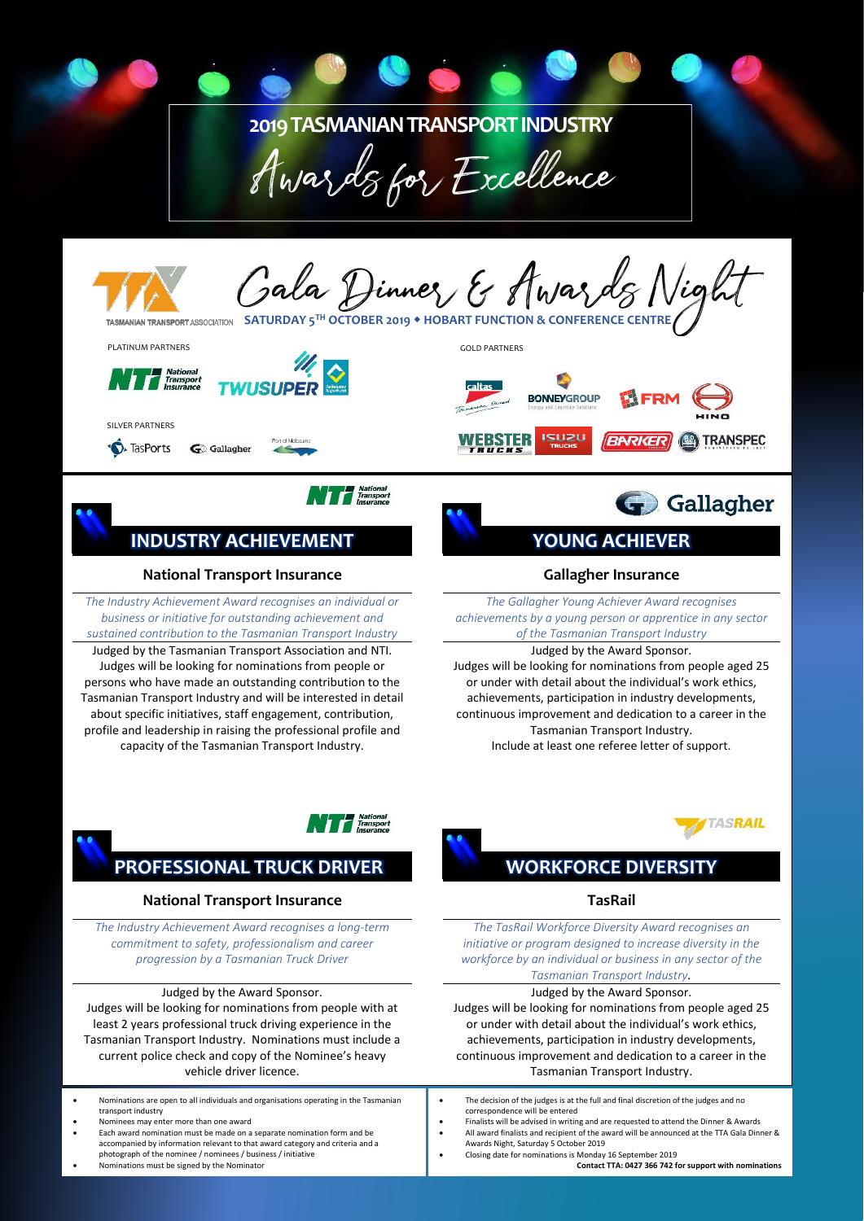# 2019 TASMANIAN TRANSPORT INDUSTRY

# Awards for Excellence

## Gala Dinner & Awards Night

TASMANIAN TRANSPORT ASSOCIATION

**SATURDAY 5TH OCTOBER 2019 ◆ HOBART FUNCTION & CONFERENCE CENTRE**

PLATINUM PARTNERS

GOLD PARTNERS

SILVER PARTNERS

## INDUSTRY ACHIEVEMENT

### National Transport Insurance

*The Industry Achievement Award recognises an individual or business or initiative for outstanding achievement and sustained contribution to the Tasmanian Transport Industry*

Judged by the Tasmanian Transport Association and NTI. Judges will be looking for nominations from people or persons who have made an outstanding contribution to the Tasmanian Transport Industry and will be interested in detail about specific initiatives, staff engagement, contribution, profile and leadership in raising the professional profile and capacity of the Tasmanian Transport Industry.

## YOUNG ACHIEVER

### Gallagher Insurance

*The Gallagher Young Achiever Award recognises achievements by a young person or apprentice in any sector of the Tasmanian Transport Industry*

Judged by the Award Sponsor.
Judges will be looking for nominations from people aged 25 or under with detail about the individual's work ethics, achievements, participation in industry developments, continuous improvement and dedication to a career in the Tasmanian Transport Industry.
Include at least one referee letter of support.

## PROFESSIONAL TRUCK DRIVER

### National Transport Insurance

*The Industry Achievement Award recognises a long-term commitment to safety, professionalism and career progression by a Tasmanian Truck Driver*

Judged by the Award Sponsor.
Judges will be looking for nominations from people with at least 2 years professional truck driving experience in the Tasmanian Transport Industry. Nominations must include a current police check and copy of the Nominee's heavy vehicle driver licence.

## WORKFORCE DIVERSITY

### TasRail

*The TasRail Workforce Diversity Award recognises an initiative or program designed to increase diversity in the workforce by an individual or business in any sector of the Tasmanian Transport Industry*.

Judged by the Award Sponsor.
Judges will be looking for nominations from people aged 25 or under with detail about the individual's work ethics, achievements, participation in industry developments, continuous improvement and dedication to a career in the Tasmanian Transport Industry.

- Nominations are open to all individuals and organisations operating in the Tasmanian transport industry
- Nominees may enter more than one award
- Each award nomination must be made on a separate nomination form and be accompanied by information relevant to that award category and criteria and a photograph of the nominee / nominees / business / initiative
- Nominations must be signed by the Nominator
- The decision of the judges is at the full and final discretion of the judges and no correspondence will be entered
- Finalists will be advised in writing and are requested to attend the Dinner & Awards
- All award finalists and recipient of the award will be announced at the TTA Gala Dinner & Awards Night, Saturday 5 October 2019
- Closing date for nominations is Monday 16 September 2019

**Contact TTA: 0427 366 742 for support with nominations**